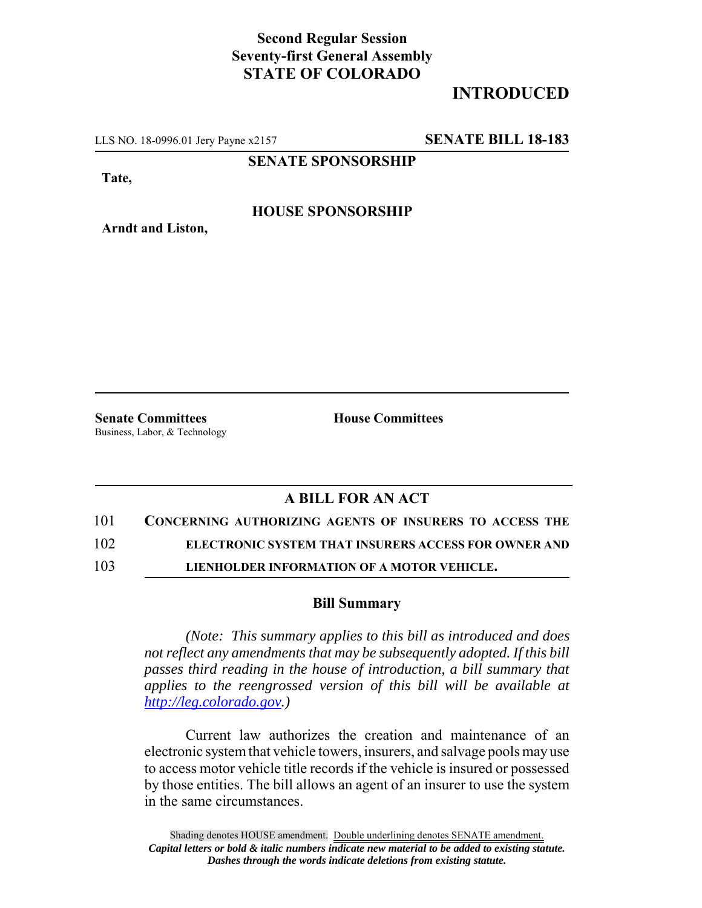**Second Regular Session**
**Seventy-first General Assembly**
**STATE OF COLORADO**

# INTRODUCED

LLS NO. 18-0996.01 Jery Payne x2157 **SENATE BILL 18-183**

**SENATE SPONSORSHIP**

**Tate,**

**HOUSE SPONSORSHIP**

**Arndt and Liston,**

**Senate Committees**
Business, Labor, & Technology

**House Committees**

## A BILL FOR AN ACT

101 **CONCERNING AUTHORIZING AGENTS OF INSURERS TO ACCESS THE**
102 **ELECTRONIC SYSTEM THAT INSURERS ACCESS FOR OWNER AND**
103 **LIENHOLDER INFORMATION OF A MOTOR VEHICLE.**

### Bill Summary

*(Note: This summary applies to this bill as introduced and does not reflect any amendments that may be subsequently adopted. If this bill passes third reading in the house of introduction, a bill summary that applies to the reengrossed version of this bill will be available at http://leg.colorado.gov.)*

Current law authorizes the creation and maintenance of an electronic system that vehicle towers, insurers, and salvage pools may use to access motor vehicle title records if the vehicle is insured or possessed by those entities. The bill allows an agent of an insurer to use the system in the same circumstances.

Shading denotes HOUSE amendment. Double underlining denotes SENATE amendment.
*Capital letters or bold & italic numbers indicate new material to be added to existing statute.*
*Dashes through the words indicate deletions from existing statute.*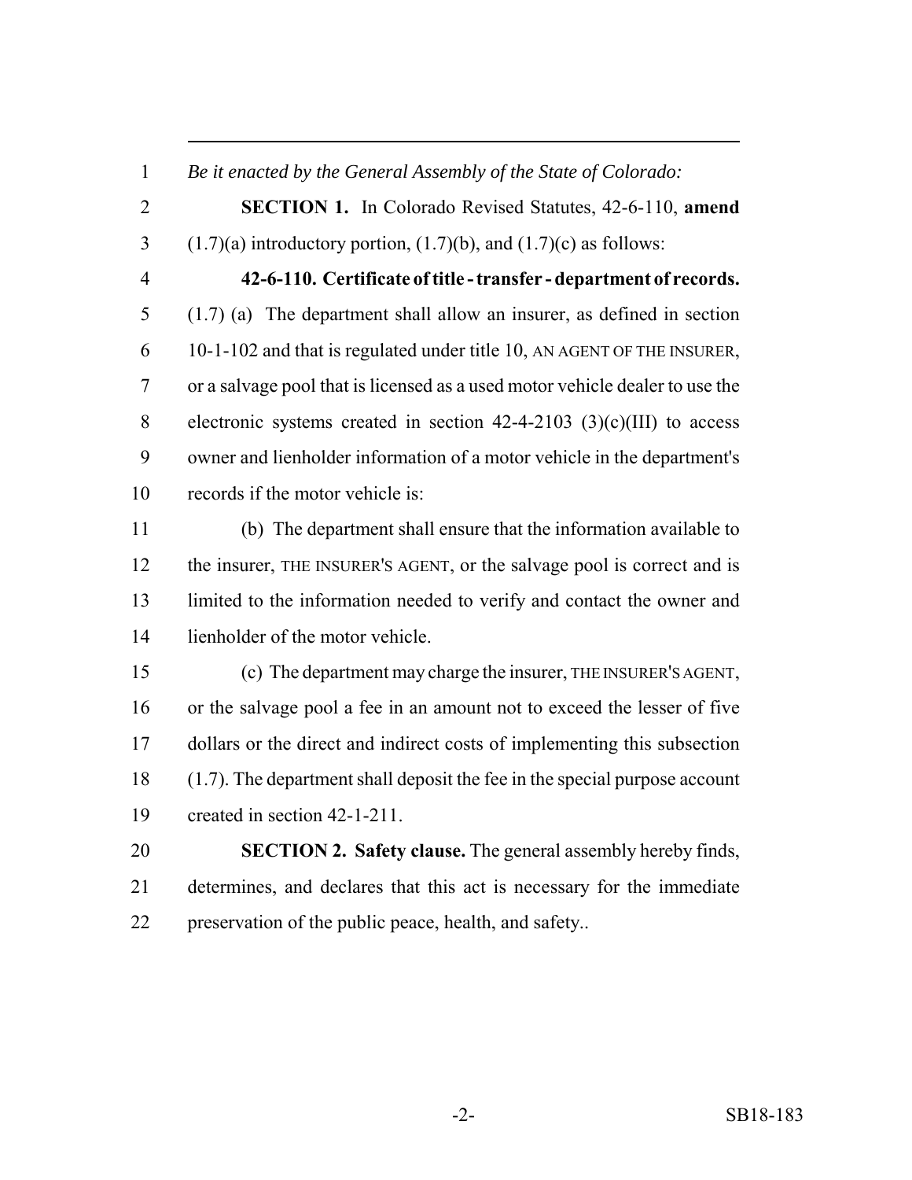*Be it enacted by the General Assembly of the State of Colorado:*

**SECTION 1.** In Colorado Revised Statutes, 42-6-110, **amend** (1.7)(a) introductory portion, (1.7)(b), and (1.7)(c) as follows:

**42-6-110. Certificate of title - transfer - department of records.** (1.7) (a) The department shall allow an insurer, as defined in section 10-1-102 and that is regulated under title 10, AN AGENT OF THE INSURER, or a salvage pool that is licensed as a used motor vehicle dealer to use the electronic systems created in section 42-4-2103 (3)(c)(III) to access owner and lienholder information of a motor vehicle in the department's records if the motor vehicle is:

(b) The department shall ensure that the information available to the insurer, THE INSURER'S AGENT, or the salvage pool is correct and is limited to the information needed to verify and contact the owner and lienholder of the motor vehicle.

(c) The department may charge the insurer, THE INSURER'S AGENT, or the salvage pool a fee in an amount not to exceed the lesser of five dollars or the direct and indirect costs of implementing this subsection (1.7). The department shall deposit the fee in the special purpose account created in section 42-1-211.

**SECTION 2. Safety clause.** The general assembly hereby finds, determines, and declares that this act is necessary for the immediate preservation of the public peace, health, and safety..